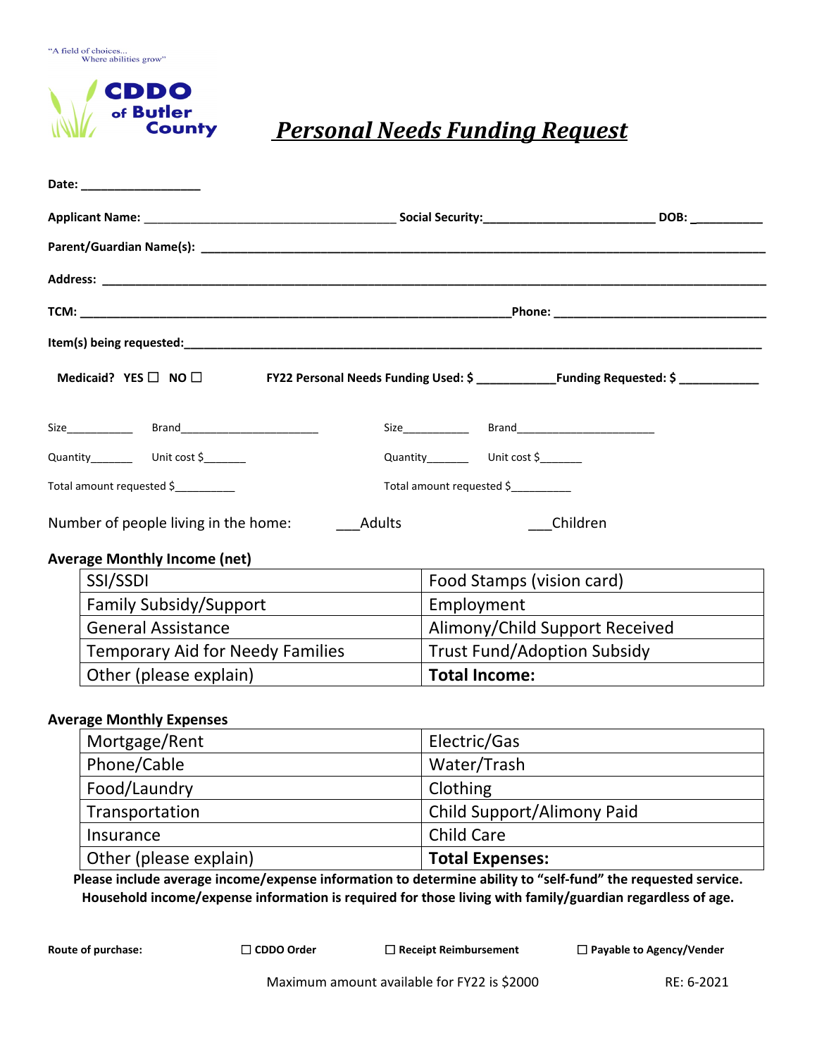"A field of choices...
Where abilities grow"

**CDDO of Butler County**

# *Personal Needs Funding Request*

**Date:** __________________

**Applicant Name:** ______________________________________ **Social Security:**__________________________ **DOB:** ___________

**Parent/Guardian Name(s):** ______________________________________________________________________________________

**Address:** _____________________________________________________________________________________________________

**TCM:** _______________________________________________________________ **Phone:** ________________________________

**Item(s) being requested:**________________________________________________________________________________________

**Medicaid? YES ☐ NO ☐** **FY22 Personal Needs Funding Used: $** ____________ **Funding Requested: $** ____________

Size___________ Brand_______________________ Size___________ Brand_______________________

Quantity_______ Unit cost $_______ Quantity_______ Unit cost $_______

Total amount requested $__________ Total amount requested $__________

Number of people living in the home: ___Adults ___Children

**Average Monthly Income (net)**

| | |
|---|---|
| SSI/SSDI | Food Stamps (vision card) |
| Family Subsidy/Support | Employment |
| General Assistance | Alimony/Child Support Received |
| Temporary Aid for Needy Families | Trust Fund/Adoption Subsidy |
| Other (please explain) | **Total Income:** |

**Average Monthly Expenses**

| | |
|---|---|
| Mortgage/Rent | Electric/Gas |
| Phone/Cable | Water/Trash |
| Food/Laundry | Clothing |
| Transportation | Child Support/Alimony Paid |
| Insurance | Child Care |
| Other (please explain) | **Total Expenses:** |

**Please include average income/expense information to determine ability to "self-fund" the requested service. Household income/expense information is required for those living with family/guardian regardless of age.**

**Route of purchase:** ☐ **CDDO Order** ☐ **Receipt Reimbursement** ☐ **Payable to Agency/Vender**

Maximum amount available for FY22 is $2000

RE: 6-2021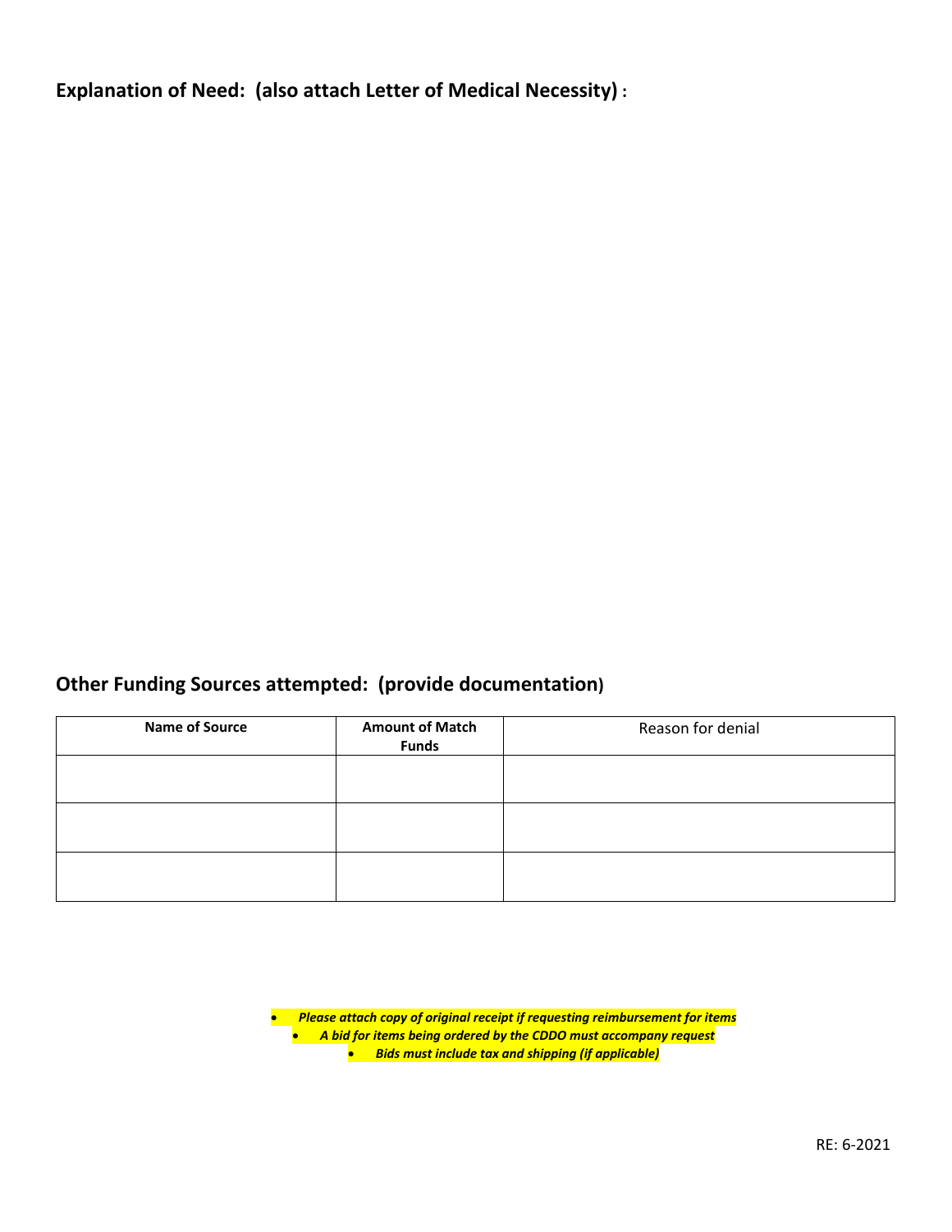**Explanation of Need: (also attach Letter of Medical Necessity) :**

**Other Funding Sources attempted: (provide documentation)**

| **Name of Source** | **Amount of Match Funds** | Reason for denial |
|---|---|---|
| | | |
| | | |
| | | |

- ***Please attach copy of original receipt if requesting reimbursement for items***
- ***A bid for items being ordered by the CDDO must accompany request***
- ***Bids must include tax and shipping (if applicable)***

RE: 6-2021